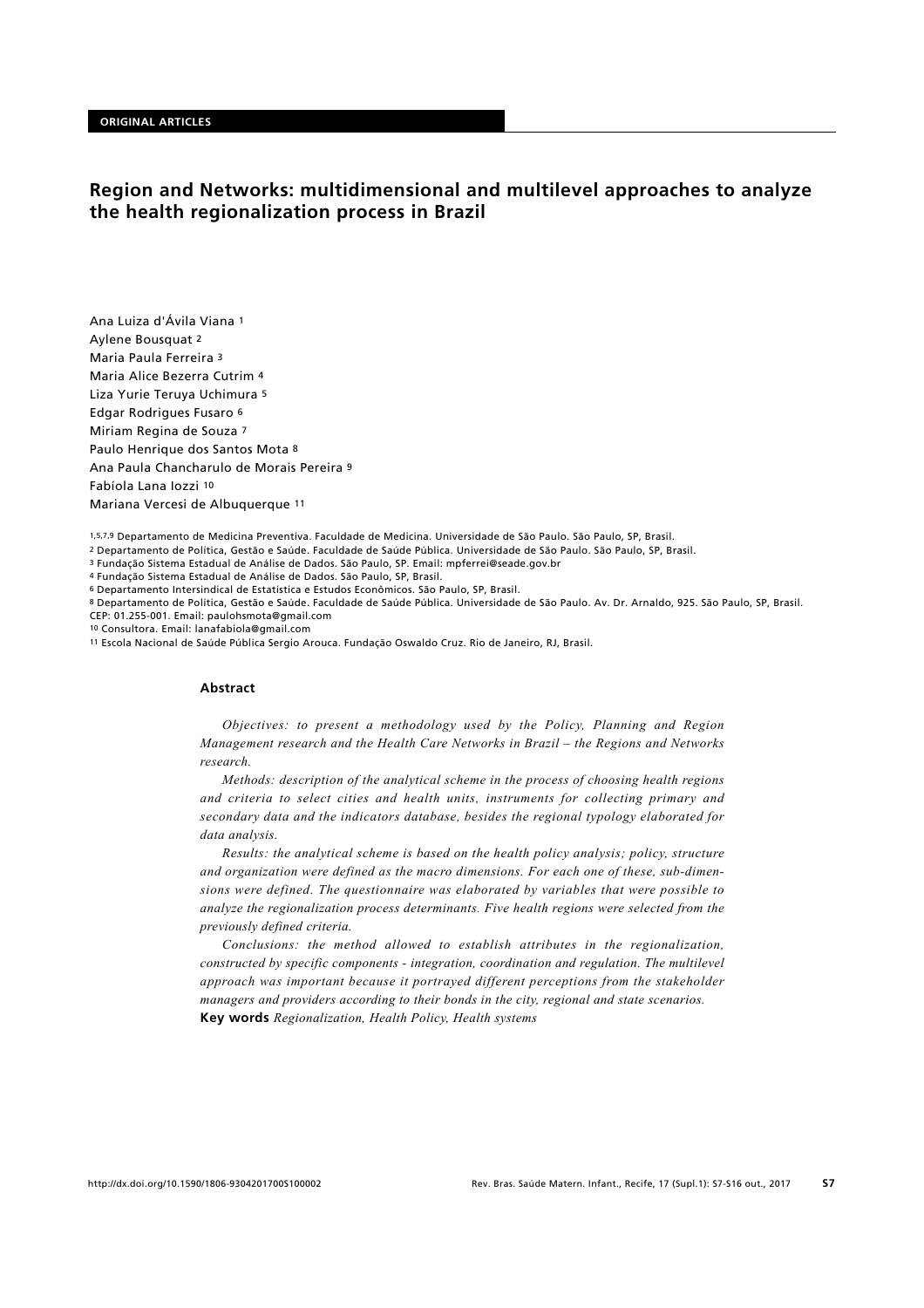ORIGINAL ARTICLES

# Region and Networks: multidimensional and multilevel approaches to analyze the health regionalization process in Brazil

Ana Luiza d'Ávila Viana [1]
Aylene Bousquat [2]
Maria Paula Ferreira [3]
Maria Alice Bezerra Cutrim [4]
Liza Yurie Teruya Uchimura [5]
Edgar Rodrigues Fusaro [6]
Miriam Regina de Souza [7]
Paulo Henrique dos Santos Mota [8]
Ana Paula Chancharulo de Morais Pereira [9]
Fabíola Lana Iozzi [10]
Mariana Vercesi de Albuquerque [11]

[1,5,7,9] Departamento de Medicina Preventiva. Faculdade de Medicina. Universidade de São Paulo. São Paulo, SP, Brasil.
[2] Departamento de Política, Gestão e Saúde. Faculdade de Saúde Pública. Universidade de São Paulo. São Paulo, SP, Brasil.
[3] Fundação Sistema Estadual de Análise de Dados. São Paulo, SP. Email: mpferrei@seade.gov.br
[4] Fundação Sistema Estadual de Análise de Dados. São Paulo, SP, Brasil.
[6] Departamento Intersindical de Estatística e Estudos Econômicos. São Paulo, SP, Brasil.
[8] Departamento de Política, Gestão e Saúde. Faculdade de Saúde Pública. Universidade de São Paulo. Av. Dr. Arnaldo, 925. São Paulo, SP, Brasil. CEP: 01.255-001. Email: paulohsmota@gmail.com
[10] Consultora. Email: lanafabiola@gmail.com
[11] Escola Nacional de Saúde Pública Sergio Arouca. Fundação Oswaldo Cruz. Rio de Janeiro, RJ, Brasil.

## Abstract

*Objectives: to present a methodology used by the Policy, Planning and Region Management research and the Health Care Networks in Brazil – the Regions and Networks research.*

*Methods: description of the analytical scheme in the process of choosing health regions and criteria to select cities and health units, instruments for collecting primary and secondary data and the indicators database, besides the regional typology elaborated for data analysis.*

*Results: the analytical scheme is based on the health policy analysis; policy, structure and organization were defined as the macro dimensions. For each one of these, sub-dimensions were defined. The questionnaire was elaborated by variables that were possible to analyze the regionalization process determinants. Five health regions were selected from the previously defined criteria.*

*Conclusions: the method allowed to establish attributes in the regionalization, constructed by specific components - integration, coordination and regulation. The multilevel approach was important because it portrayed different perceptions from the stakeholder managers and providers according to their bonds in the city, regional and state scenarios.*

**Key words** *Regionalization, Health Policy, Health systems*

http://dx.doi.org/10.1590/1806-9304201700S100002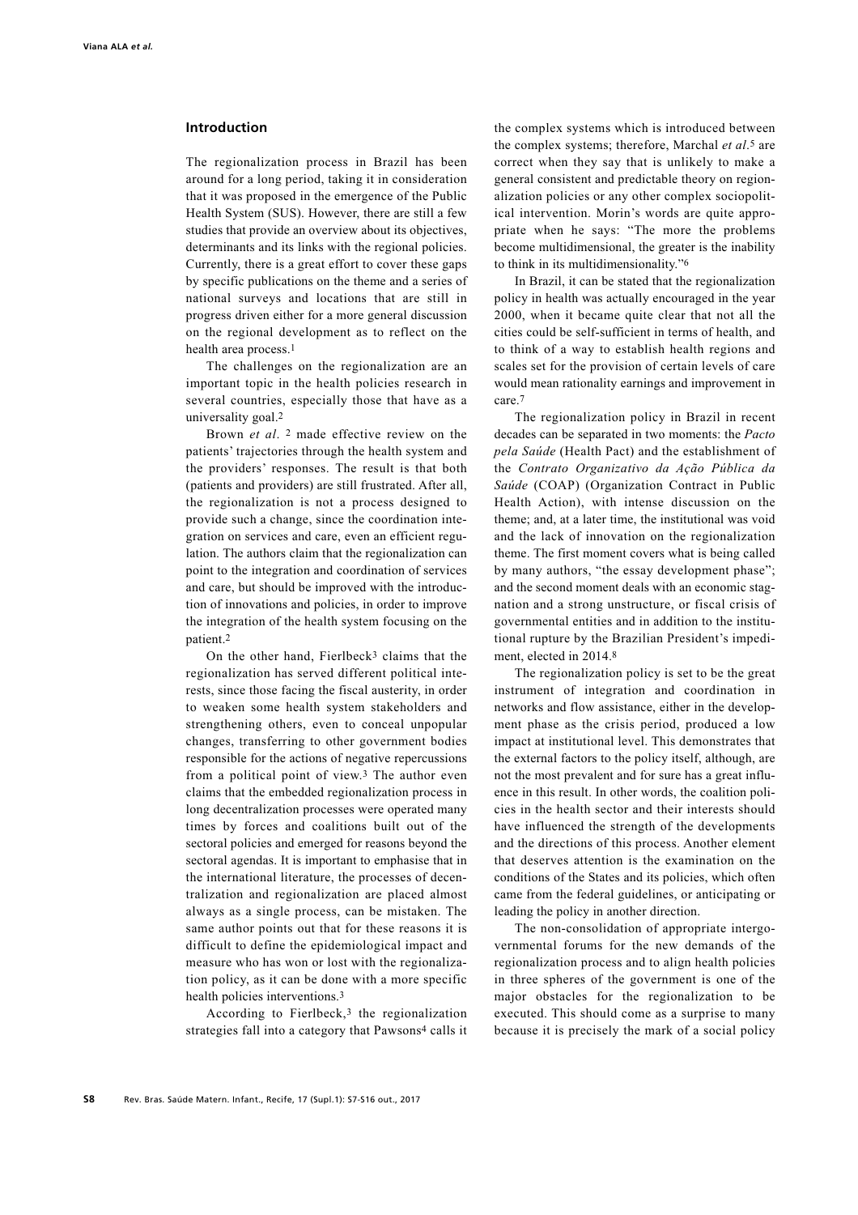## Introduction

The regionalization process in Brazil has been around for a long period, taking it in consideration that it was proposed in the emergence of the Public Health System (SUS). However, there are still a few studies that provide an overview about its objectives, determinants and its links with the regional policies. Currently, there is a great effort to cover these gaps by specific publications on the theme and a series of national surveys and locations that are still in progress driven either for a more general discussion on the regional development as to reflect on the health area process.[1]

The challenges on the regionalization are an important topic in the health policies research in several countries, especially those that have as a universality goal.[2]

Brown *et al*. [2] made effective review on the patients' trajectories through the health system and the providers' responses. The result is that both (patients and providers) are still frustrated. After all, the regionalization is not a process designed to provide such a change, since the coordination integration on services and care, even an efficient regulation. The authors claim that the regionalization can point to the integration and coordination of services and care, but should be improved with the introduction of innovations and policies, in order to improve the integration of the health system focusing on the patient.[2]

On the other hand, Fierlbeck[3] claims that the regionalization has served different political interests, since those facing the fiscal austerity, in order to weaken some health system stakeholders and strengthening others, even to conceal unpopular changes, transferring to other government bodies responsible for the actions of negative repercussions from a political point of view.[3] The author even claims that the embedded regionalization process in long decentralization processes were operated many times by forces and coalitions built out of the sectoral policies and emerged for reasons beyond the sectoral agendas. It is important to emphasise that in the international literature, the processes of decentralization and regionalization are placed almost always as a single process, can be mistaken. The same author points out that for these reasons it is difficult to define the epidemiological impact and measure who has won or lost with the regionalization policy, as it can be done with a more specific health policies interventions.[3]

According to Fierlbeck,[3] the regionalization strategies fall into a category that Pawsons[4] calls it the complex systems which is introduced between the complex systems; therefore, Marchal *et al*.[5] are correct when they say that is unlikely to make a general consistent and predictable theory on regionalization policies or any other complex sociopolitical intervention. Morin's words are quite appropriate when he says: "The more the problems become multidimensional, the greater is the inability to think in its multidimensionality."[6]

In Brazil, it can be stated that the regionalization policy in health was actually encouraged in the year 2000, when it became quite clear that not all the cities could be self-sufficient in terms of health, and to think of a way to establish health regions and scales set for the provision of certain levels of care would mean rationality earnings and improvement in care.[7]

The regionalization policy in Brazil in recent decades can be separated in two moments: the *Pacto pela Saúde* (Health Pact) and the establishment of the *Contrato Organizativo da Ação Pública da Saúde* (COAP) (Organization Contract in Public Health Action), with intense discussion on the theme; and, at a later time, the institutional was void and the lack of innovation on the regionalization theme. The first moment covers what is being called by many authors, "the essay development phase"; and the second moment deals with an economic stagnation and a strong unstructure, or fiscal crisis of governmental entities and in addition to the institutional rupture by the Brazilian President's impediment, elected in 2014.[8]

The regionalization policy is set to be the great instrument of integration and coordination in networks and flow assistance, either in the development phase as the crisis period, produced a low impact at institutional level. This demonstrates that the external factors to the policy itself, although, are not the most prevalent and for sure has a great influence in this result. In other words, the coalition policies in the health sector and their interests should have influenced the strength of the developments and the directions of this process. Another element that deserves attention is the examination on the conditions of the States and its policies, which often came from the federal guidelines, or anticipating or leading the policy in another direction.

The non-consolidation of appropriate intergovernmental forums for the new demands of the regionalization process and to align health policies in three spheres of the government is one of the major obstacles for the regionalization to be executed. This should come as a surprise to many because it is precisely the mark of a social policy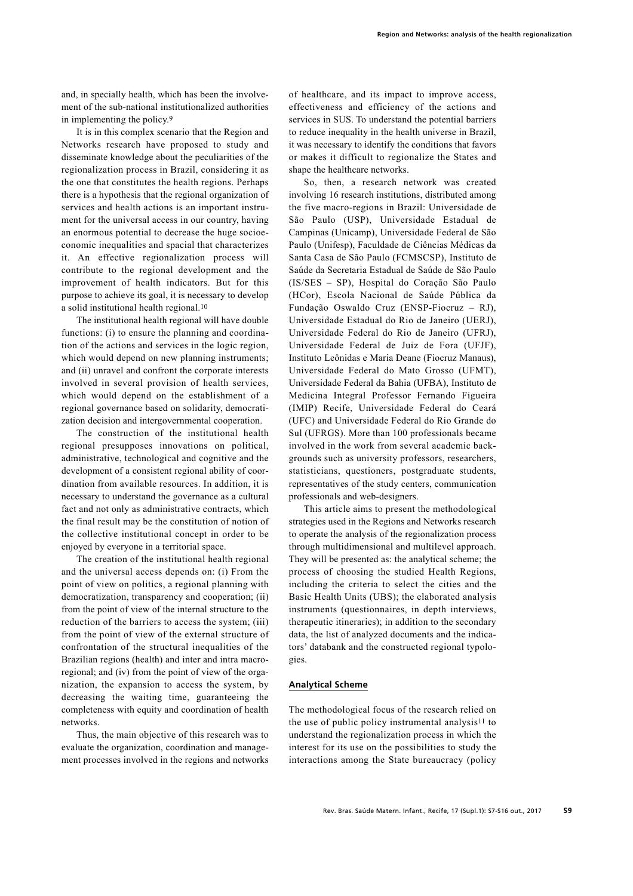and, in specially health, which has been the involvement of the sub-national institutionalized authorities in implementing the policy.[9]

It is in this complex scenario that the Region and Networks research have proposed to study and disseminate knowledge about the peculiarities of the regionalization process in Brazil, considering it as the one that constitutes the health regions. Perhaps there is a hypothesis that the regional organization of services and health actions is an important instrument for the universal access in our country, having an enormous potential to decrease the huge socioeconomic inequalities and spacial that characterizes it. An effective regionalization process will contribute to the regional development and the improvement of health indicators. But for this purpose to achieve its goal, it is necessary to develop a solid institutional health regional.[10]

The institutional health regional will have double functions: (i) to ensure the planning and coordination of the actions and services in the logic region, which would depend on new planning instruments; and (ii) unravel and confront the corporate interests involved in several provision of health services, which would depend on the establishment of a regional governance based on solidarity, democratization decision and intergovernmental cooperation.

The construction of the institutional health regional presupposes innovations on political, administrative, technological and cognitive and the development of a consistent regional ability of coordination from available resources. In addition, it is necessary to understand the governance as a cultural fact and not only as administrative contracts, which the final result may be the constitution of notion of the collective institutional concept in order to be enjoyed by everyone in a territorial space.

The creation of the institutional health regional and the universal access depends on: (i) From the point of view on politics, a regional planning with democratization, transparency and cooperation; (ii) from the point of view of the internal structure to the reduction of the barriers to access the system; (iii) from the point of view of the external structure of confrontation of the structural inequalities of the Brazilian regions (health) and inter and intra macro-regional; and (iv) from the point of view of the organization, the expansion to access the system, by decreasing the waiting time, guaranteeing the completeness with equity and coordination of health networks.

Thus, the main objective of this research was to evaluate the organization, coordination and management processes involved in the regions and networks of healthcare, and its impact to improve access, effectiveness and efficiency of the actions and services in SUS. To understand the potential barriers to reduce inequality in the health universe in Brazil, it was necessary to identify the conditions that favors or makes it difficult to regionalize the States and shape the healthcare networks.

So, then, a research network was created involving 16 research institutions, distributed among the five macro-regions in Brazil: Universidade de São Paulo (USP), Universidade Estadual de Campinas (Unicamp), Universidade Federal de São Paulo (Unifesp), Faculdade de Ciências Médicas da Santa Casa de São Paulo (FCMSCSP), Instituto de Saúde da Secretaria Estadual de Saúde de São Paulo (IS/SES – SP), Hospital do Coração São Paulo (HCor), Escola Nacional de Saúde Pública da Fundação Oswaldo Cruz (ENSP-Fiocruz – RJ), Universidade Estadual do Rio de Janeiro (UERJ), Universidade Federal do Rio de Janeiro (UFRJ), Universidade Federal de Juiz de Fora (UFJF), Instituto Leônidas e Maria Deane (Fiocruz Manaus), Universidade Federal do Mato Grosso (UFMT), Universidade Federal da Bahia (UFBA), Instituto de Medicina Integral Professor Fernando Figueira (IMIP) Recife, Universidade Federal do Ceará (UFC) and Universidade Federal do Rio Grande do Sul (UFRGS). More than 100 professionals became involved in the work from several academic backgrounds such as university professors, researchers, statisticians, questioners, postgraduate students, representatives of the study centers, communication professionals and web-designers.

This article aims to present the methodological strategies used in the Regions and Networks research to operate the analysis of the regionalization process through multidimensional and multilevel approach. They will be presented as: the analytical scheme; the process of choosing the studied Health Regions, including the criteria to select the cities and the Basic Health Units (UBS); the elaborated analysis instruments (questionnaires, in depth interviews, therapeutic itineraries); in addition to the secondary data, the list of analyzed documents and the indicators' databank and the constructed regional typologies.

## Analytical Scheme

The methodological focus of the research relied on the use of public policy instrumental analysis[11] to understand the regionalization process in which the interest for its use on the possibilities to study the interactions among the State bureaucracy (policy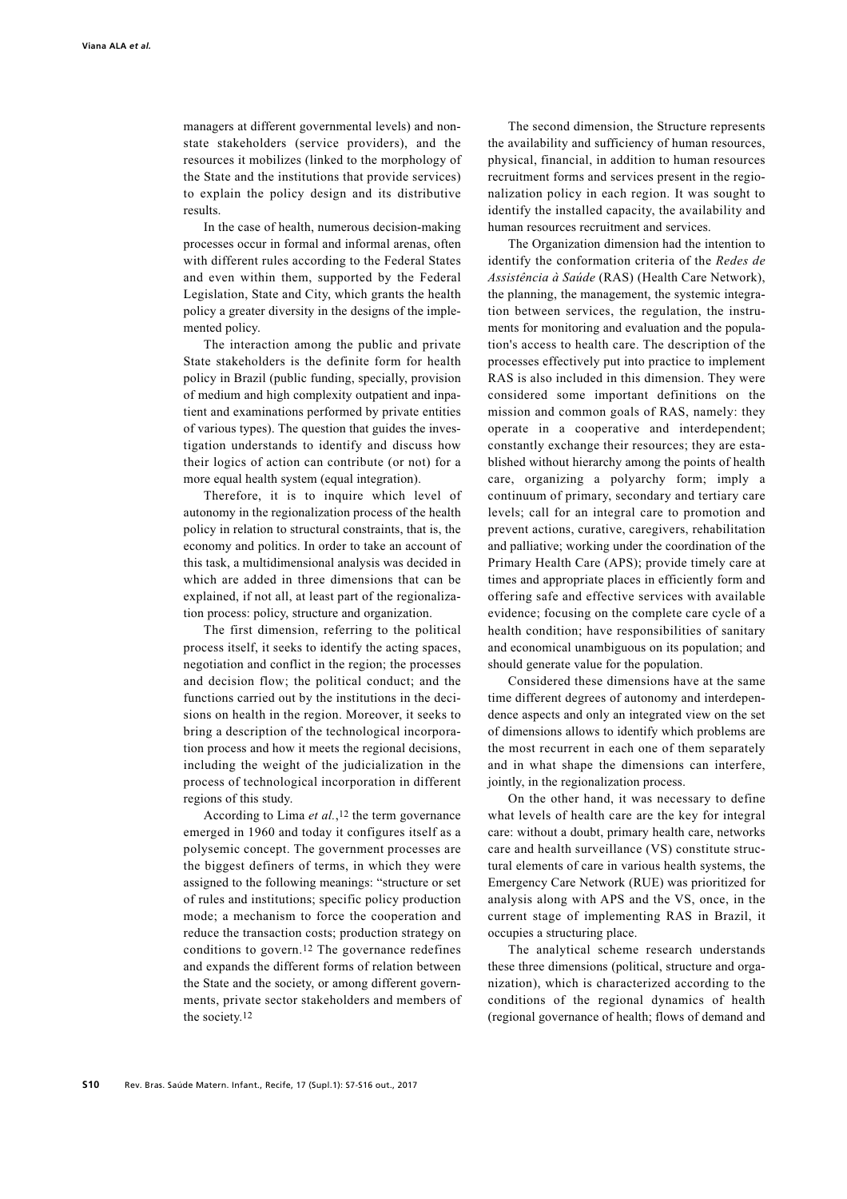managers at different governmental levels) and non-state stakeholders (service providers), and the resources it mobilizes (linked to the morphology of the State and the institutions that provide services) to explain the policy design and its distributive results.

In the case of health, numerous decision-making processes occur in formal and informal arenas, often with different rules according to the Federal States and even within them, supported by the Federal Legislation, State and City, which grants the health policy a greater diversity in the designs of the implemented policy.

The interaction among the public and private State stakeholders is the definite form for health policy in Brazil (public funding, specially, provision of medium and high complexity outpatient and inpatient and examinations performed by private entities of various types). The question that guides the investigation understands to identify and discuss how their logics of action can contribute (or not) for a more equal health system (equal integration).

Therefore, it is to inquire which level of autonomy in the regionalization process of the health policy in relation to structural constraints, that is, the economy and politics. In order to take an account of this task, a multidimensional analysis was decided in which are added in three dimensions that can be explained, if not all, at least part of the regionalization process: policy, structure and organization.

The first dimension, referring to the political process itself, it seeks to identify the acting spaces, negotiation and conflict in the region; the processes and decision flow; the political conduct; and the functions carried out by the institutions in the decisions on health in the region. Moreover, it seeks to bring a description of the technological incorporation process and how it meets the regional decisions, including the weight of the judicialization in the process of technological incorporation in different regions of this study.

According to Lima *et al.*,[12] the term governance emerged in 1960 and today it configures itself as a polysemic concept. The government processes are the biggest definers of terms, in which they were assigned to the following meanings: "structure or set of rules and institutions; specific policy production mode; a mechanism to force the cooperation and reduce the transaction costs; production strategy on conditions to govern.[12] The governance redefines and expands the different forms of relation between the State and the society, or among different governments, private sector stakeholders and members of the society.[12]

The second dimension, the Structure represents the availability and sufficiency of human resources, physical, financial, in addition to human resources recruitment forms and services present in the regionalization policy in each region. It was sought to identify the installed capacity, the availability and human resources recruitment and services.

The Organization dimension had the intention to identify the conformation criteria of the *Redes de Assistência à Saúde* (RAS) (Health Care Network), the planning, the management, the systemic integration between services, the regulation, the instruments for monitoring and evaluation and the population's access to health care. The description of the processes effectively put into practice to implement RAS is also included in this dimension. They were considered some important definitions on the mission and common goals of RAS, namely: they operate in a cooperative and interdependent; constantly exchange their resources; they are established without hierarchy among the points of health care, organizing a polyarchy form; imply a continuum of primary, secondary and tertiary care levels; call for an integral care to promotion and prevent actions, curative, caregivers, rehabilitation and palliative; working under the coordination of the Primary Health Care (APS); provide timely care at times and appropriate places in efficiently form and offering safe and effective services with available evidence; focusing on the complete care cycle of a health condition; have responsibilities of sanitary and economical unambiguous on its population; and should generate value for the population.

Considered these dimensions have at the same time different degrees of autonomy and interdependence aspects and only an integrated view on the set of dimensions allows to identify which problems are the most recurrent in each one of them separately and in what shape the dimensions can interfere, jointly, in the regionalization process.

On the other hand, it was necessary to define what levels of health care are the key for integral care: without a doubt, primary health care, networks care and health surveillance (VS) constitute structural elements of care in various health systems, the Emergency Care Network (RUE) was prioritized for analysis along with APS and the VS, once, in the current stage of implementing RAS in Brazil, it occupies a structuring place.

The analytical scheme research understands these three dimensions (political, structure and organization), which is characterized according to the conditions of the regional dynamics of health (regional governance of health; flows of demand and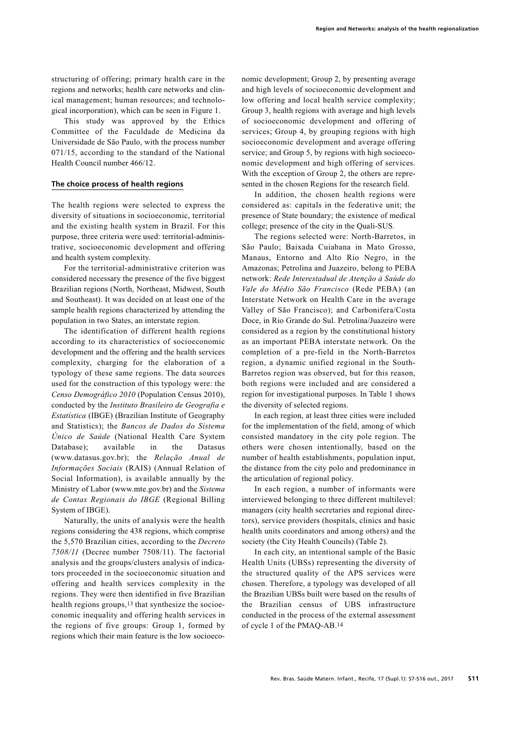structuring of offering; primary health care in the regions and networks; health care networks and clinical management; human resources; and technological incorporation), which can be seen in Figure 1.

This study was approved by the Ethics Committee of the Faculdade de Medicina da Universidade de São Paulo, with the process number 071/15, according to the standard of the National Health Council number 466/12.

### The choice process of health regions

The health regions were selected to express the diversity of situations in socioeconomic, territorial and the existing health system in Brazil. For this purpose, three criteria were used: territorial-administrative, socioeconomic development and offering and health system complexity.

For the territorial-administrative criterion was considered necessary the presence of the five biggest Brazilian regions (North, Northeast, Midwest, South and Southeast). It was decided on at least one of the sample health regions characterized by attending the population in two States, an interstate region.

The identification of different health regions according to its characteristics of socioeconomic development and the offering and the health services complexity, charging for the elaboration of a typology of these same regions. The data sources used for the construction of this typology were: the *Censo Demográfico 2010* (Population Census 2010), conducted by the *Instituto Brasileiro de Geografia e Estatística* (IBGE) (Brazilian Institute of Geography and Statistics); the *Bancos de Dados do Sistema Único de Saúde* (National Health Care System Database); available in the Datasus (www.datasus.gov.br); the *Relação Anual de Informações Sociais* (RAIS) (Annual Relation of Social Information), is available annually by the Ministry of Labor (www.mte.gov.br) and the *Sistema de Contas Regionais do IBGE* (Regional Billing System of IBGE).

Naturally, the units of analysis were the health regions considering the 438 regions, which comprise the 5,570 Brazilian cities, according to the *Decreto 7508/11* (Decree number 7508/11). The factorial analysis and the groups/clusters analysis of indicators proceeded in the socioeconomic situation and offering and health services complexity in the regions. They were then identified in five Brazilian health regions groups,[13] that synthesize the socioeconomic inequality and offering health services in the regions of five groups: Group 1, formed by regions which their main feature is the low socioeconomic development; Group 2, by presenting average and high levels of socioeconomic development and low offering and local health service complexity; Group 3, health regions with average and high levels of socioeconomic development and offering of services; Group 4, by grouping regions with high socioeconomic development and average offering service; and Group 5, by regions with high socioeconomic development and high offering of services. With the exception of Group 2, the others are represented in the chosen Regions for the research field.

In addition, the chosen health regions were considered as: capitals in the federative unit; the presence of State boundary; the existence of medical college; presence of the city in the Quali-SUS.

The regions selected were: North-Barretos, in São Paulo; Baixada Cuiabana in Mato Grosso, Manaus, Entorno and Alto Rio Negro, in the Amazonas; Petrolina and Juazeiro, belong to PEBA network: *Rede Interestadual de Atenção à Saúde do Vale do Médio São Francisco* (Rede PEBA) (an Interstate Network on Health Care in the average Valley of São Francisco); and Carbonifera/Costa Doce, in Rio Grande do Sul. Petrolina/Juazeiro were considered as a region by the constitutional history as an important PEBA interstate network. On the completion of a pre-field in the North-Barretos region, a dynamic unified regional in the South-Barretos region was observed, but for this reason, both regions were included and are considered a region for investigational purposes. In Table 1 shows the diversity of selected regions.

In each region, at least three cities were included for the implementation of the field, among of which consisted mandatory in the city pole region. The others were chosen intentionally, based on the number of health establishments, population input, the distance from the city polo and predominance in the articulation of regional policy.

In each region, a number of informants were interviewed belonging to three different multilevel: managers (city health secretaries and regional directors), service providers (hospitals, clinics and basic health units coordinators and among others) and the society (the City Health Councils) (Table 2).

In each city, an intentional sample of the Basic Health Units (UBSs) representing the diversity of the structured quality of the APS services were chosen. Therefore, a typology was developed of all the Brazilian UBSs built were based on the results of the Brazilian census of UBS infrastructure conducted in the process of the external assessment of cycle 1 of the PMAQ-AB.[14]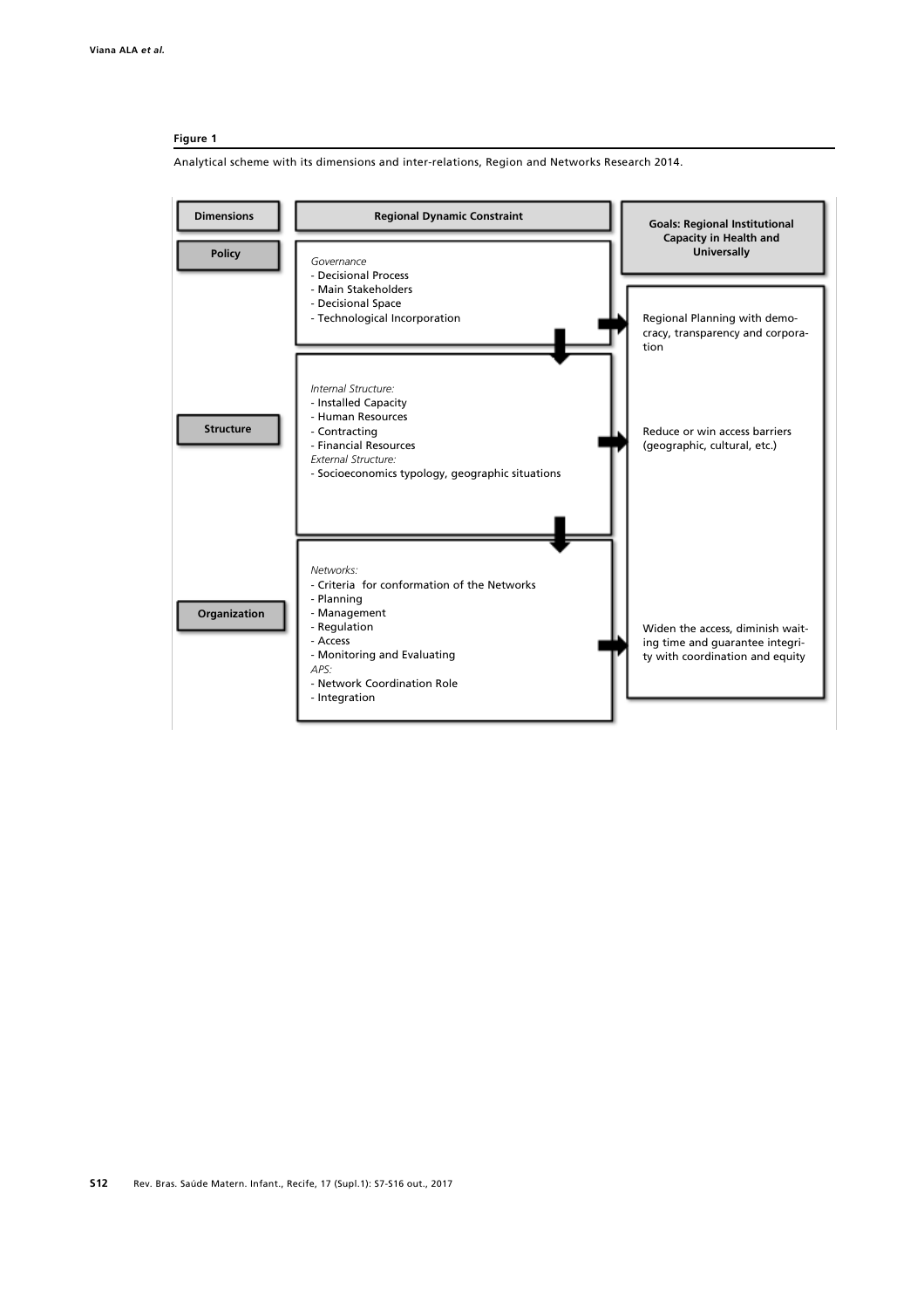**Figure 1**

Analytical scheme with its dimensions and inter-relations, Region and Networks Research 2014.

| Dimensions | Regional Dynamic Constraint | Goals: Regional Institutional Capacity in Health and Universally |
|---|---|---|
| Policy | *Governance*<br>- Decisional Process<br>- Main Stakeholders<br>- Decisional Space<br>- Technological Incorporation | Regional Planning with democracy, transparency and corporation |
| Structure | *Internal Structure:*<br>- Installed Capacity<br>- Human Resources<br>- Contracting<br>- Financial Resources<br>*External Structure:*<br>- Socioeconomics typology, geographic situations | Reduce or win access barriers (geographic, cultural, etc.) |
| Organization | *Networks:*<br>- Criteria for conformation of the Networks<br>- Planning<br>- Management<br>- Regulation<br>- Access<br>- Monitoring and Evaluating<br>*APS:*<br>- Network Coordination Role<br>- Integration | Widen the access, diminish waiting time and guarantee integrity with coordination and equity |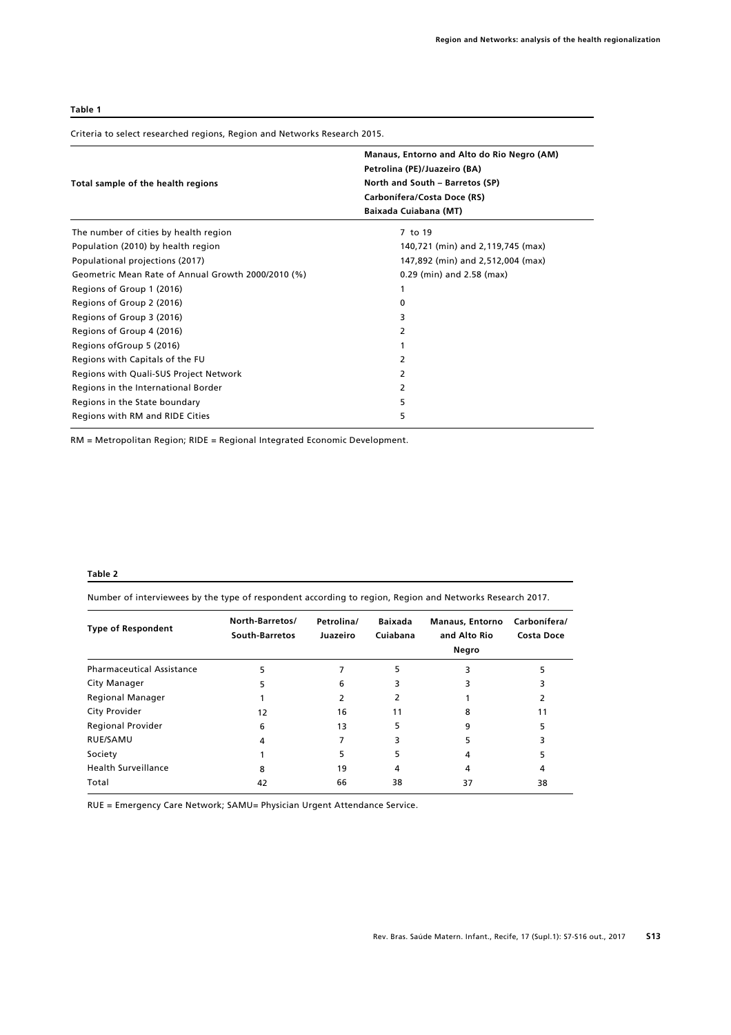**Table 1**

Criteria to select researched regions, Region and Networks Research 2015.

| Total sample of the health regions | Manaus, Entorno and Alto do Rio Negro (AM)<br>Petrolina (PE)/Juazeiro (BA)<br>North and South – Barretos (SP)<br>Carbonífera/Costa Doce (RS)<br>Baixada Cuiabana (MT) |
|---|---|
| The number of cities by health region | 7 to 19 |
| Population (2010) by health region | 140,721 (min) and 2,119,745 (max) |
| Populational projections (2017) | 147,892 (min) and 2,512,004 (max) |
| Geometric Mean Rate of Annual Growth 2000/2010 (%) | 0.29 (min) and 2.58 (max) |
| Regions of Group 1 (2016) | 1 |
| Regions of Group 2 (2016) | 0 |
| Regions of Group 3 (2016) | 3 |
| Regions of Group 4 (2016) | 2 |
| Regions ofGroup 5 (2016) | 1 |
| Regions with Capitals of the FU | 2 |
| Regions with Quali-SUS Project Network | 2 |
| Regions in the International Border | 2 |
| Regions in the State boundary | 5 |
| Regions with RM and RIDE Cities | 5 |

RM = Metropolitan Region; RIDE = Regional Integrated Economic Development.

**Table 2**

Number of interviewees by the type of respondent according to region, Region and Networks Research 2017.

| Type of Respondent | North-Barretos/ South-Barretos | Petrolina/ Juazeiro | Baixada Cuiabana | Manaus, Entorno and Alto Rio Negro | Carbonífera/ Costa Doce |
|---|---|---|---|---|---|
| Pharmaceutical Assistance | 5 | 7 | 5 | 3 | 5 |
| City Manager | 5 | 6 | 3 | 3 | 3 |
| Regional Manager | 1 | 2 | 2 | 1 | 2 |
| City Provider | 12 | 16 | 11 | 8 | 11 |
| Regional Provider | 6 | 13 | 5 | 9 | 5 |
| RUE/SAMU | 4 | 7 | 3 | 5 | 3 |
| Society | 1 | 5 | 5 | 4 | 5 |
| Health Surveillance | 8 | 19 | 4 | 4 | 4 |
| Total | 42 | 66 | 38 | 37 | 38 |

RUE = Emergency Care Network; SAMU= Physician Urgent Attendance Service.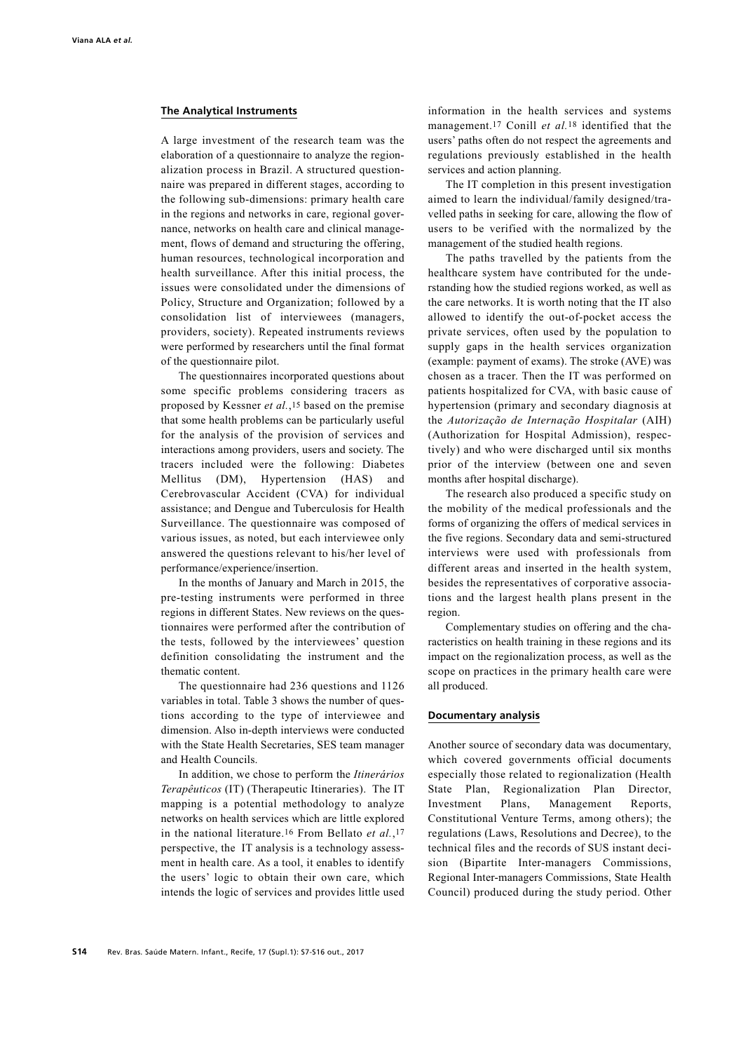## The Analytical Instruments

A large investment of the research team was the elaboration of a questionnaire to analyze the regionalization process in Brazil. A structured questionnaire was prepared in different stages, according to the following sub-dimensions: primary health care in the regions and networks in care, regional governance, networks on health care and clinical management, flows of demand and structuring the offering, human resources, technological incorporation and health surveillance. After this initial process, the issues were consolidated under the dimensions of Policy, Structure and Organization; followed by a consolidation list of interviewees (managers, providers, society). Repeated instruments reviews were performed by researchers until the final format of the questionnaire pilot.

The questionnaires incorporated questions about some specific problems considering tracers as proposed by Kessner *et al.*,[15] based on the premise that some health problems can be particularly useful for the analysis of the provision of services and interactions among providers, users and society. The tracers included were the following: Diabetes Mellitus (DM), Hypertension (HAS) and Cerebrovascular Accident (CVA) for individual assistance; and Dengue and Tuberculosis for Health Surveillance. The questionnaire was composed of various issues, as noted, but each interviewee only answered the questions relevant to his/her level of performance/experience/insertion.

In the months of January and March in 2015, the pre-testing instruments were performed in three regions in different States. New reviews on the questionnaires were performed after the contribution of the tests, followed by the interviewees' question definition consolidating the instrument and the thematic content.

The questionnaire had 236 questions and 1126 variables in total. Table 3 shows the number of questions according to the type of interviewee and dimension. Also in-depth interviews were conducted with the State Health Secretaries, SES team manager and Health Councils.

In addition, we chose to perform the *Itinerários Terapêuticos* (IT) (Therapeutic Itineraries). The IT mapping is a potential methodology to analyze networks on health services which are little explored in the national literature.[16] From Bellato *et al.*,[17] perspective, the IT analysis is a technology assessment in health care. As a tool, it enables to identify the users' logic to obtain their own care, which intends the logic of services and provides little used information in the health services and systems management.[17] Conill *et al.*[18] identified that the users' paths often do not respect the agreements and regulations previously established in the health services and action planning.

The IT completion in this present investigation aimed to learn the individual/family designed/travelled paths in seeking for care, allowing the flow of users to be verified with the normalized by the management of the studied health regions.

The paths travelled by the patients from the healthcare system have contributed for the understanding how the studied regions worked, as well as the care networks. It is worth noting that the IT also allowed to identify the out-of-pocket access the private services, often used by the population to supply gaps in the health services organization (example: payment of exams). The stroke (AVE) was chosen as a tracer. Then the IT was performed on patients hospitalized for CVA, with basic cause of hypertension (primary and secondary diagnosis at the *Autorização de Internação Hospitalar* (AIH) (Authorization for Hospital Admission), respectively) and who were discharged until six months prior of the interview (between one and seven months after hospital discharge).

The research also produced a specific study on the mobility of the medical professionals and the forms of organizing the offers of medical services in the five regions. Secondary data and semi-structured interviews were used with professionals from different areas and inserted in the health system, besides the representatives of corporative associations and the largest health plans present in the region.

Complementary studies on offering and the characteristics on health training in these regions and its impact on the regionalization process, as well as the scope on practices in the primary health care were all produced.

## Documentary analysis

Another source of secondary data was documentary, which covered governments official documents especially those related to regionalization (Health State Plan, Regionalization Plan Director, Investment Plans, Management Reports, Constitutional Venture Terms, among others); the regulations (Laws, Resolutions and Decree), to the technical files and the records of SUS instant decision (Bipartite Inter-managers Commissions, Regional Inter-managers Commissions, State Health Council) produced during the study period. Other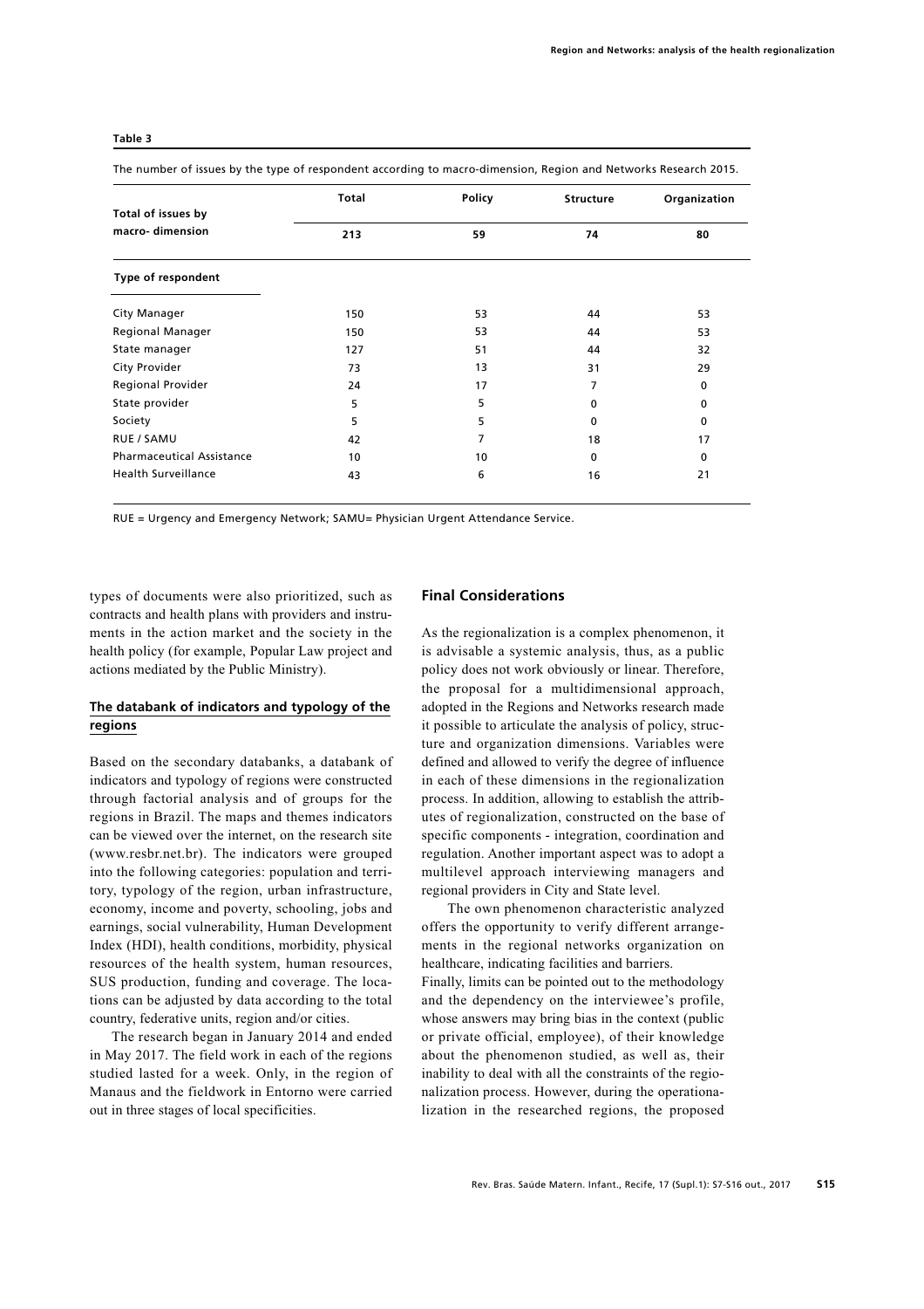**Table 3**

The number of issues by the type of respondent according to macro-dimension, Region and Networks Research 2015.

| Total of issues by macro- dimension | Total | Policy | Structure | Organization |
|---|---|---|---|---|
| | 213 | 59 | 74 | 80 |
| **Type of respondent** | | | | |
| City Manager | 150 | 53 | 44 | 53 |
| Regional Manager | 150 | 53 | 44 | 53 |
| State manager | 127 | 51 | 44 | 32 |
| City Provider | 73 | 13 | 31 | 29 |
| Regional Provider | 24 | 17 | 7 | 0 |
| State provider | 5 | 5 | 0 | 0 |
| Society | 5 | 5 | 0 | 0 |
| RUE / SAMU | 42 | 7 | 18 | 17 |
| Pharmaceutical Assistance | 10 | 10 | 0 | 0 |
| Health Surveillance | 43 | 6 | 16 | 21 |

RUE = Urgency and Emergency Network; SAMU= Physician Urgent Attendance Service.

types of documents were also prioritized, such as contracts and health plans with providers and instruments in the action market and the society in the health policy (for example, Popular Law project and actions mediated by the Public Ministry).

### The databank of indicators and typology of the regions

Based on the secondary databanks, a databank of indicators and typology of regions were constructed through factorial analysis and of groups for the regions in Brazil. The maps and themes indicators can be viewed over the internet, on the research site (www.resbr.net.br). The indicators were grouped into the following categories: population and territory, typology of the region, urban infrastructure, economy, income and poverty, schooling, jobs and earnings, social vulnerability, Human Development Index (HDI), health conditions, morbidity, physical resources of the health system, human resources, SUS production, funding and coverage. The locations can be adjusted by data according to the total country, federative units, region and/or cities.

The research began in January 2014 and ended in May 2017. The field work in each of the regions studied lasted for a week. Only, in the region of Manaus and the fieldwork in Entorno were carried out in three stages of local specificities.

## Final Considerations

As the regionalization is a complex phenomenon, it is advisable a systemic analysis, thus, as a public policy does not work obviously or linear. Therefore, the proposal for a multidimensional approach, adopted in the Regions and Networks research made it possible to articulate the analysis of policy, structure and organization dimensions. Variables were defined and allowed to verify the degree of influence in each of these dimensions in the regionalization process. In addition, allowing to establish the attributes of regionalization, constructed on the base of specific components - integration, coordination and regulation. Another important aspect was to adopt a multilevel approach interviewing managers and regional providers in City and State level.

The own phenomenon characteristic analyzed offers the opportunity to verify different arrangements in the regional networks organization on healthcare, indicating facilities and barriers.

Finally, limits can be pointed out to the methodology and the dependency on the interviewee's profile, whose answers may bring bias in the context (public or private official, employee), of their knowledge about the phenomenon studied, as well as, their inability to deal with all the constraints of the regionalization process. However, during the operationalization in the researched regions, the proposed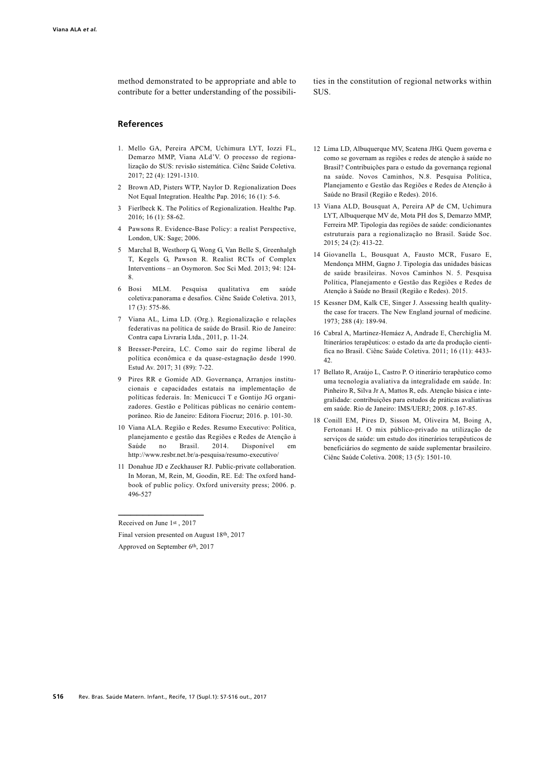method demonstrated to be appropriate and able to contribute for a better understanding of the possibilities in the constitution of regional networks within SUS.

## References

1. Mello GA, Pereira APCM, Uchimura LYT, Iozzi FL, Demarzo MMP, Viana ALd'V. O processo de regionalização do SUS: revisão sistemática. Ciênc Saúde Coletiva. 2017; 22 (4): 1291-1310.
2 Brown AD, Pisters WTP, Naylor D. Regionalization Does Not Equal Integration. Healthc Pap. 2016; 16 (1): 5-6.
3 Fierlbeck K. The Politics of Regionalization. Healthc Pap. 2016; 16 (1): 58-62.
4 Pawsons R. Evidence-Base Policy: a realist Perspective, London, UK: Sage; 2006.
5 Marchal B, Westhorp G, Wong G, Van Belle S, Greenhalgh T, Kegels G, Pawson R. Realist RCTs of Complex Interventions – an Osymoron. Soc Sci Med. 2013; 94: 124-8.
6 Bosi MLM. Pesquisa qualitativa em saúde coletiva:panorama e desafios. Ciênc Saúde Coletiva. 2013, 17 (3): 575-86.
7 Viana AL, Lima LD. (Org.). Regionalização e relações federativas na política de saúde do Brasil. Rio de Janeiro: Contra capa Livraria Ltda., 2011, p. 11-24.
8 Bresser-Pereira, LC. Como sair do regime liberal de política econômica e da quase-estagnação desde 1990. Estud Av. 2017; 31 (89): 7-22.
9 Pires RR e Gomide AD. Governança, Arranjos institucionais e capacidades estatais na implementação de políticas federais. In: Menicucci T e Gontijo JG organizadores. Gestão e Políticas públicas no cenário contemporâneo. Rio de Janeiro: Editora Fiocruz; 2016. p. 101-30.
10 Viana ALA. Região e Redes. Resumo Executivo: Política, planejamento e gestão das Regiões e Redes de Atenção à Saúde no Brasil. 2014. Disponível em http://www.resbr.net.br/a-pesquisa/resumo-executivo/
11 Donahue JD e Zeckhauser RJ. Public-private collaboration. In Moran, M, Rein, M, Goodin, RE. Ed: The oxford handbook of public policy. Oxford university press; 2006. p. 496-527
12 Lima LD, Albuquerque MV, Scatena JHG. Quem governa e como se governam as regiões e redes de atenção à saúde no Brasil? Contribuições para o estudo da governança regional na saúde. Novos Caminhos, N.8. Pesquisa Política, Planejamento e Gestão das Regiões e Redes de Atenção à Saúde no Brasil (Região e Redes). 2016.
13 Viana ALD, Bousquat A, Pereira AP de CM, Uchimura LYT, Albuquerque MV de, Mota PH dos S, Demarzo MMP, Ferreira MP. Tipologia das regiões de saúde: condicionantes estruturais para a regionalização no Brasil. Saúde Soc. 2015; 24 (2): 413-22.
14 Giovanella L, Bousquat A, Fausto MCR, Fusaro E, Mendonça MHM, Gagno J. Tipologia das unidades básicas de saúde brasileiras. Novos Caminhos N. 5. Pesquisa Política, Planejamento e Gestão das Regiões e Redes de Atenção à Saúde no Brasil (Região e Redes). 2015.
15 Kessner DM, Kalk CE, Singer J. Assessing health quality-the case for tracers. The New England journal of medicine. 1973; 288 (4): 189-94.
16 Cabral A, Martinez-Hemáez A, Andrade E, Cherchiglia M. Itinerários terapêuticos: o estado da arte da produção científica no Brasil. Ciênc Saúde Coletiva. 2011; 16 (11): 4433-42.
17 Bellato R, Araújo L, Castro P. O itinerário terapêutico como uma tecnologia avaliativa da integralidade em saúde. In: Pinheiro R, Silva Jr A, Mattos R, eds. Atenção básica e integralidade: contribuições para estudos de práticas avaliativas em saúde. Rio de Janeiro: IMS/UERJ; 2008. p.167-85.
18 Conill EM, Pires D, Sisson M, Oliveira M, Boing A, Fertonani H. O mix público-privado na utilização de serviços de saúde: um estudo dos itinerários terapêuticos de beneficiários do segmento de saúde suplementar brasileiro. Ciênc Saúde Coletiva. 2008; 13 (5): 1501-10.

---

Received on June 1st , 2017

Final version presented on August 18th, 2017

Approved on September 6th, 2017